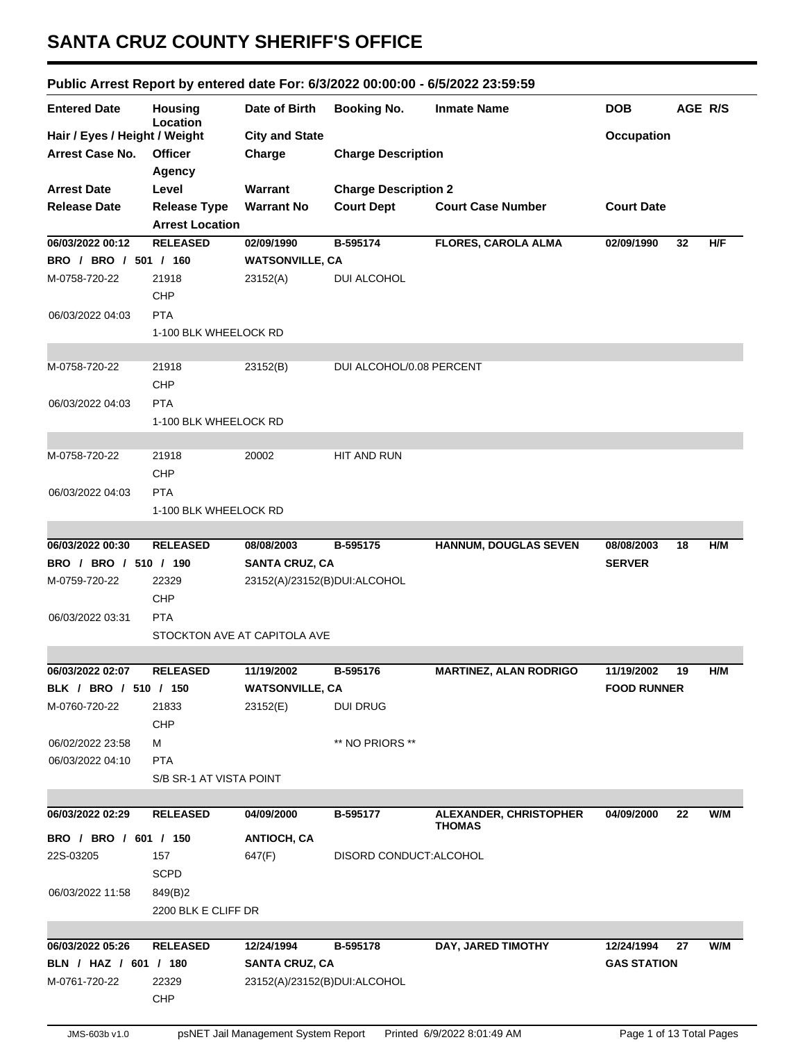# SANTA CRUZ COUNTY SHERIFF'S OFFICE

## Public Arrest Report by entered date For: 6/3/2022 00:00:00 - 6/5/2022 23:59:59

| Entered Date | Housing Location | Date of Birth | Booking No. | Inmate Name | DOB | AGE | R/S |
|---|---|---|---|---|---|---|---|
| Hair / Eyes / Height / Weight | | City and State | | | Occupation | | |
| Arrest Case No. | Officer / Agency | Charge | Charge Description | | | | |
| Arrest Date | Level | Warrant | Charge Description 2 | | | | |
| Release Date | Release Type / Arrest Location | Warrant No | Court Dept | Court Case Number | Court Date | | |

---

| | | | | | | | |
|---|---|---|---|---|---|---|---|
| **06/03/2022 00:12** | **RELEASED** | **02/09/1990** | **B-595174** | **FLORES, CAROLA ALMA** | **02/09/1990** | **32** | **H/F** |
| **BRO / BRO / 501 / 160** | | **WATSONVILLE, CA** | | | | | |
| M-0758-720-22 | 21918 / CHP | 23152(A) | DUI ALCOHOL | | | | |
| 06/03/2022 04:03 | PTA / 1-100 BLK WHEELOCK RD | | | | | | |
| M-0758-720-22 | 21918 / CHP | 23152(B) | DUI ALCOHOL/0.08 PERCENT | | | | |
| 06/03/2022 04:03 | PTA / 1-100 BLK WHEELOCK RD | | | | | | |
| M-0758-720-22 | 21918 / CHP | 20002 | HIT AND RUN | | | | |
| 06/03/2022 04:03 | PTA / 1-100 BLK WHEELOCK RD | | | | | | |

| | | | | | | | |
|---|---|---|---|---|---|---|---|
| **06/03/2022 00:30** | **RELEASED** | **08/08/2003** | **B-595175** | **HANNUM, DOUGLAS SEVEN** | **08/08/2003** | **18** | **H/M** |
| **BRO / BRO / 510 / 190** | | **SANTA CRUZ, CA** | | | **SERVER** | | |
| M-0759-720-22 | 22329 / CHP | 23152(A)/23152(B)DUI:ALCOHOL | | | | | |
| 06/03/2022 03:31 | PTA / STOCKTON AVE AT CAPITOLA AVE | | | | | | |

| | | | | | | | |
|---|---|---|---|---|---|---|---|
| **06/03/2022 02:07** | **RELEASED** | **11/19/2002** | **B-595176** | **MARTINEZ, ALAN RODRIGO** | **11/19/2002** | **19** | **H/M** |
| **BLK / BRO / 510 / 150** | | **WATSONVILLE, CA** | | | **FOOD RUNNER** | | |
| M-0760-720-22 | 21833 / CHP | 23152(E) | DUI DRUG | | | | |
| 06/02/2022 23:58 | M | | ** NO PRIORS ** | | | | |
| 06/03/2022 04:10 | PTA / S/B SR-1 AT VISTA POINT | | | | | | |

| | | | | | | | |
|---|---|---|---|---|---|---|---|
| **06/03/2022 02:29** | **RELEASED** | **04/09/2000** | **B-595177** | **ALEXANDER, CHRISTOPHER THOMAS** | **04/09/2000** | **22** | **W/M** |
| **BRO / BRO / 601 / 150** | | **ANTIOCH, CA** | | | | | |
| 22S-03205 | 157 / SCPD | 647(F) | DISORD CONDUCT:ALCOHOL | | | | |
| 06/03/2022 11:58 | 849(B)2 / 2200 BLK E CLIFF DR | | | | | | |

| | | | | | | | |
|---|---|---|---|---|---|---|---|
| **06/03/2022 05:26** | **RELEASED** | **12/24/1994** | **B-595178** | **DAY, JARED TIMOTHY** | **12/24/1994** | **27** | **W/M** |
| **BLN / HAZ / 601 / 180** | | **SANTA CRUZ, CA** | | | **GAS STATION** | | |
| M-0761-720-22 | 22329 / CHP | 23152(A)/23152(B)DUI:ALCOHOL | | | | | |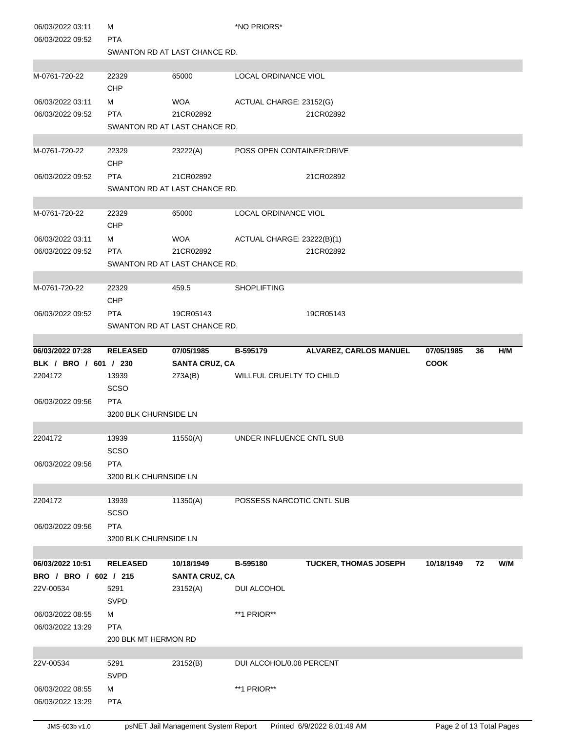| | | | | | | | |
|---|---|---|---|---|---|---|---|
| 06/03/2022 03:11 | M | | *NO PRIORS* | | | | |
| 06/03/2022 09:52 | PTA | | | | | | |
| | SWANTON RD AT LAST CHANCE RD. | | | | | | |
| M-0761-720-22 | 22329 | 65000 | LOCAL ORDINANCE VIOL | | | | |
| | CHP | | | | | | |
| 06/03/2022 03:11 | M | WOA | ACTUAL CHARGE: 23152(G) | | | | |
| 06/03/2022 09:52 | PTA | 21CR02892 | | 21CR02892 | | | |
| | SWANTON RD AT LAST CHANCE RD. | | | | | | |
| M-0761-720-22 | 22329 | 23222(A) | POSS OPEN CONTAINER:DRIVE | | | | |
| | CHP | | | | | | |
| 06/03/2022 09:52 | PTA | 21CR02892 | | 21CR02892 | | | |
| | SWANTON RD AT LAST CHANCE RD. | | | | | | |
| M-0761-720-22 | 22329 | 65000 | LOCAL ORDINANCE VIOL | | | | |
| | CHP | | | | | | |
| 06/03/2022 03:11 | M | WOA | ACTUAL CHARGE: 23222(B)(1) | | | | |
| 06/03/2022 09:52 | PTA | 21CR02892 | | 21CR02892 | | | |
| | SWANTON RD AT LAST CHANCE RD. | | | | | | |
| M-0761-720-22 | 22329 | 459.5 | SHOPLIFTING | | | | |
| | CHP | | | | | | |
| 06/03/2022 09:52 | PTA | 19CR05143 | | 19CR05143 | | | |
| | SWANTON RD AT LAST CHANCE RD. | | | | | | |
| **06/03/2022 07:28** | **RELEASED** | **07/05/1985** | **B-595179** | **ALVAREZ, CARLOS MANUEL** | **07/05/1985** | **36** | **H/M** |
| **BLK / BRO / 601 / 230** | | **SANTA CRUZ, CA** | | | **COOK** | | |
| 2204172 | 13939 | 273A(B) | WILLFUL CRUELTY TO CHILD | | | | |
| | SCSO | | | | | | |
| 06/03/2022 09:56 | PTA | | | | | | |
| | 3200 BLK CHURNSIDE LN | | | | | | |
| 2204172 | 13939 | 11550(A) | UNDER INFLUENCE CNTL SUB | | | | |
| | SCSO | | | | | | |
| 06/03/2022 09:56 | PTA | | | | | | |
| | 3200 BLK CHURNSIDE LN | | | | | | |
| 2204172 | 13939 | 11350(A) | POSSESS NARCOTIC CNTL SUB | | | | |
| | SCSO | | | | | | |
| 06/03/2022 09:56 | PTA | | | | | | |
| | 3200 BLK CHURNSIDE LN | | | | | | |
| **06/03/2022 10:51** | **RELEASED** | **10/18/1949** | **B-595180** | **TUCKER, THOMAS JOSEPH** | **10/18/1949** | **72** | **W/M** |
| **BRO / BRO / 602 / 215** | | **SANTA CRUZ, CA** | | | | | |
| 22V-00534 | 5291 | 23152(A) | DUI ALCOHOL | | | | |
| | SVPD | | | | | | |
| 06/03/2022 08:55 | M | | **1 PRIOR** | | | | |
| 06/03/2022 13:29 | PTA | | | | | | |
| | 200 BLK MT HERMON RD | | | | | | |
| 22V-00534 | 5291 | 23152(B) | DUI ALCOHOL/0.08 PERCENT | | | | |
| | SVPD | | | | | | |
| 06/03/2022 08:55 | M | | **1 PRIOR** | | | | |
| 06/03/2022 13:29 | PTA | | | | | | |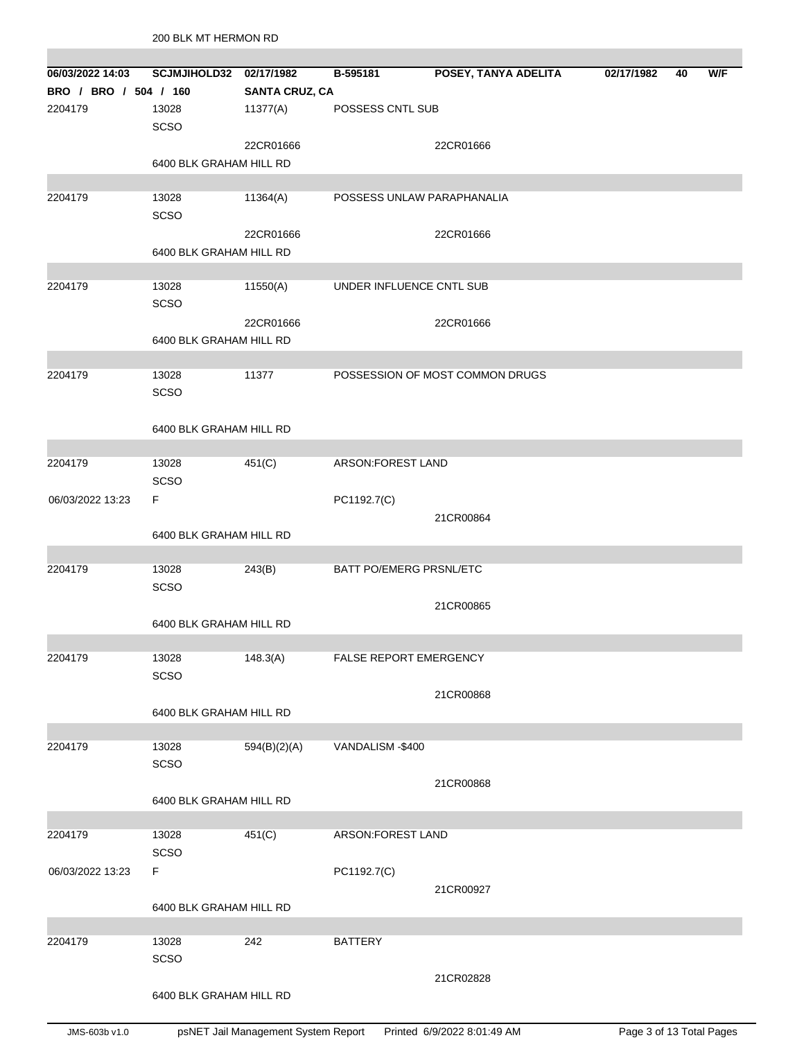200 BLK MT HERMON RD

| 06/03/2022 14:03 | SCJMJIHOLD32 | 02/17/1982 | B-595181 | POSEY, TANYA ADELITA | 02/17/1982 | 40 | W/F |
|---|---|---|---|---|---|---|---|
| BRO / BRO / 504 / 160 | | SANTA CRUZ, CA | | | | | |
| 2204179 | 13028<br>SCSO | 11377(A) | POSSESS CNTL SUB | | | | |
| | | 22CR01666 | | 22CR01666 | | | |
| | 6400 BLK GRAHAM HILL RD | | | | | | |
| 2204179 | 13028<br>SCSO | 11364(A) | POSSESS UNLAW PARAPHANALIA | | | | |
| | | 22CR01666 | | 22CR01666 | | | |
| | 6400 BLK GRAHAM HILL RD | | | | | | |
| 2204179 | 13028<br>SCSO | 11550(A) | UNDER INFLUENCE CNTL SUB | | | | |
| | | 22CR01666 | | 22CR01666 | | | |
| | 6400 BLK GRAHAM HILL RD | | | | | | |
| 2204179 | 13028<br>SCSO | 11377 | POSSESSION OF MOST COMMON DRUGS | | | | |
| | 6400 BLK GRAHAM HILL RD | | | | | | |
| 2204179 | 13028<br>SCSO | 451(C) | ARSON:FOREST LAND | | | | |
| 06/03/2022 13:23 | F | | PC1192.7(C) | | | | |
| | | | | 21CR00864 | | | |
| | 6400 BLK GRAHAM HILL RD | | | | | | |
| 2204179 | 13028<br>SCSO | 243(B) | BATT PO/EMERG PRSNL/ETC | | | | |
| | | | | 21CR00865 | | | |
| | 6400 BLK GRAHAM HILL RD | | | | | | |
| 2204179 | 13028<br>SCSO | 148.3(A) | FALSE REPORT EMERGENCY | | | | |
| | | | | 21CR00868 | | | |
| | 6400 BLK GRAHAM HILL RD | | | | | | |
| 2204179 | 13028<br>SCSO | 594(B)(2)(A) | VANDALISM -$400 | | | | |
| | | | | 21CR00868 | | | |
| | 6400 BLK GRAHAM HILL RD | | | | | | |
| 2204179 | 13028<br>SCSO | 451(C) | ARSON:FOREST LAND | | | | |
| 06/03/2022 13:23 | F | | PC1192.7(C) | | | | |
| | | | | 21CR00927 | | | |
| | 6400 BLK GRAHAM HILL RD | | | | | | |
| 2204179 | 13028<br>SCSO | 242 | BATTERY | | | | |
| | | | | 21CR02828 | | | |
| | 6400 BLK GRAHAM HILL RD | | | | | | |

JMS-603b v1.0 psNET Jail Management System Report Printed 6/9/2022 8:01:49 AM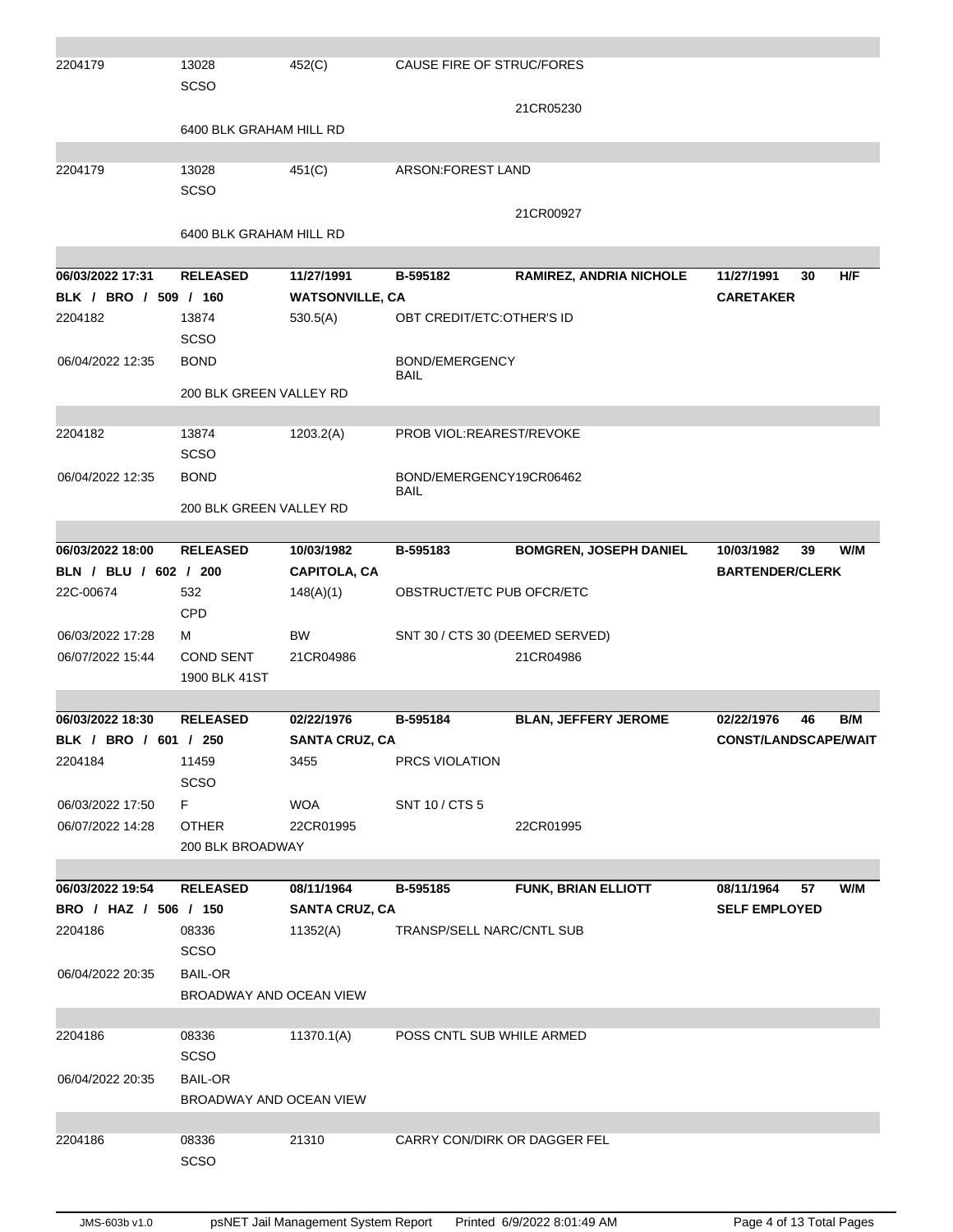| | | | | | | |
|---|---|---|---|---|---|---|
| 2204179 | 13028<br>SCSO | 452(C) | CAUSE FIRE OF STRUC/FORES | | | |
| | | | | 21CR05230 | | |
| | 6400 BLK GRAHAM HILL RD | | | | | |
| 2204179 | 13028<br>SCSO | 451(C) | ARSON:FOREST LAND | | | |
| | | | | 21CR00927 | | |
| | 6400 BLK GRAHAM HILL RD | | | | | |
| **06/03/2022 17:31** | **RELEASED** | **11/27/1991** | **B-595182** | **RAMIREZ, ANDRIA NICHOLE** | **11/27/1991 30** | **H/F** |
| **BLK / BRO / 509 / 160** | | **WATSONVILLE, CA** | | | **CARETAKER** | |
| 2204182 | 13874<br>SCSO | 530.5(A) | OBT CREDIT/ETC:OTHER'S ID | | | |
| 06/04/2022 12:35 | BOND | | BOND/EMERGENCY BAIL | | | |
| | 200 BLK GREEN VALLEY RD | | | | | |
| 2204182 | 13874<br>SCSO | 1203.2(A) | PROB VIOL:REAREST/REVOKE | | | |
| 06/04/2022 12:35 | BOND | | BOND/EMERGENCY BAIL | 19CR06462 | | |
| | 200 BLK GREEN VALLEY RD | | | | | |
| **06/03/2022 18:00** | **RELEASED** | **10/03/1982** | **B-595183** | **BOMGREN, JOSEPH DANIEL** | **10/03/1982 39** | **W/M** |
| **BLN / BLU / 602 / 200** | | **CAPITOLA, CA** | | | **BARTENDER/CLERK** | |
| 22C-00674 | 532<br>CPD | 148(A)(1) | OBSTRUCT/ETC PUB OFCR/ETC | | | |
| 06/03/2022 17:28 | M | BW | SNT 30 / CTS 30 (DEEMED SERVED) | | | |
| 06/07/2022 15:44 | COND SENT | 21CR04986 | | 21CR04986 | | |
| | 1900 BLK 41ST | | | | | |
| **06/03/2022 18:30** | **RELEASED** | **02/22/1976** | **B-595184** | **BLAN, JEFFERY JEROME** | **02/22/1976 46** | **B/M** |
| **BLK / BRO / 601 / 250** | | **SANTA CRUZ, CA** | | | **CONST/LANDSCAPE/WAIT** | |
| 2204184 | 11459<br>SCSO | 3455 | PRCS VIOLATION | | | |
| 06/03/2022 17:50 | F | WOA | SNT 10 / CTS 5 | | | |
| 06/07/2022 14:28 | OTHER | 22CR01995 | | 22CR01995 | | |
| | 200 BLK BROADWAY | | | | | |
| **06/03/2022 19:54** | **RELEASED** | **08/11/1964** | **B-595185** | **FUNK, BRIAN ELLIOTT** | **08/11/1964 57** | **W/M** |
| **BRO / HAZ / 506 / 150** | | **SANTA CRUZ, CA** | | | **SELF EMPLOYED** | |
| 2204186 | 08336<br>SCSO | 11352(A) | TRANSP/SELL NARC/CNTL SUB | | | |
| 06/04/2022 20:35 | BAIL-OR | | | | | |
| | BROADWAY AND OCEAN VIEW | | | | | |
| 2204186 | 08336<br>SCSO | 11370.1(A) | POSS CNTL SUB WHILE ARMED | | | |
| 06/04/2022 20:35 | BAIL-OR | | | | | |
| | BROADWAY AND OCEAN VIEW | | | | | |
| 2204186 | 08336<br>SCSO | 21310 | CARRY CON/DIRK OR DAGGER FEL | | | |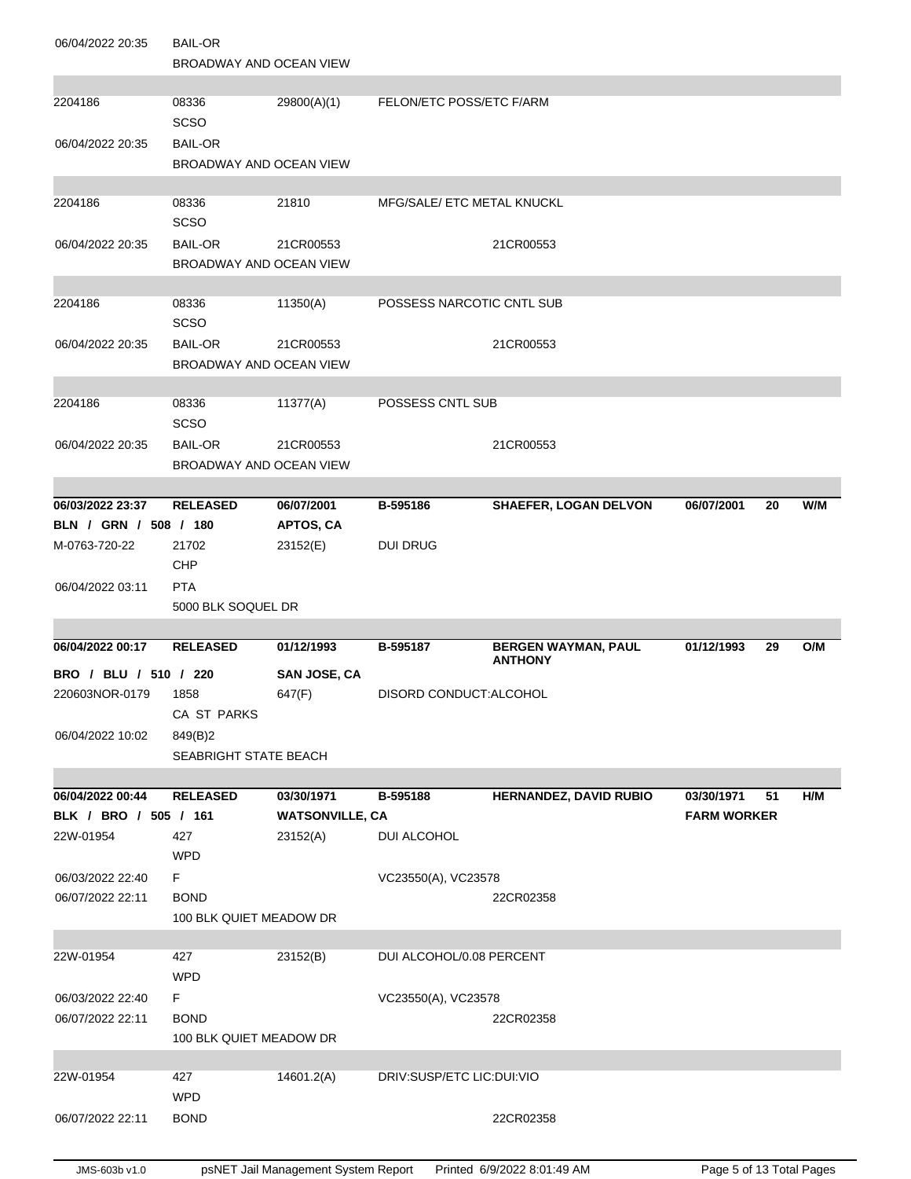| | | | | | | | |
|---|---|---|---|---|---|---|---|
| 06/04/2022 20:35 | BAIL-OR | | | | | | |
| | BROADWAY AND OCEAN VIEW | | | | | | |
| 2204186 | 08336 | 29800(A)(1) | FELON/ETC POSS/ETC F/ARM | | | | |
| | SCSO | | | | | | |
| 06/04/2022 20:35 | BAIL-OR | | | | | | |
| | BROADWAY AND OCEAN VIEW | | | | | | |
| 2204186 | 08336 | 21810 | MFG/SALE/ ETC METAL KNUCKL | | | | |
| | SCSO | | | | | | |
| 06/04/2022 20:35 | BAIL-OR | 21CR00553 | | 21CR00553 | | | |
| | BROADWAY AND OCEAN VIEW | | | | | | |
| 2204186 | 08336 | 11350(A) | POSSESS NARCOTIC CNTL SUB | | | | |
| | SCSO | | | | | | |
| 06/04/2022 20:35 | BAIL-OR | 21CR00553 | | 21CR00553 | | | |
| | BROADWAY AND OCEAN VIEW | | | | | | |
| 2204186 | 08336 | 11377(A) | POSSESS CNTL SUB | | | | |
| | SCSO | | | | | | |
| 06/04/2022 20:35 | BAIL-OR | 21CR00553 | | 21CR00553 | | | |
| | BROADWAY AND OCEAN VIEW | | | | | | |
| **06/03/2022 23:37** | **RELEASED** | **06/07/2001** | **B-595186** | **SHAEFER, LOGAN DELVON** | **06/07/2001** | **20** | **W/M** |
| **BLN / GRN / 508 / 180** | | **APTOS, CA** | | | | | |
| M-0763-720-22 | 21702 | 23152(E) | DUI DRUG | | | | |
| | CHP | | | | | | |
| 06/04/2022 03:11 | PTA | | | | | | |
| | 5000 BLK SOQUEL DR | | | | | | |
| **06/04/2022 00:17** | **RELEASED** | **01/12/1993** | **B-595187** | **BERGEN WAYMAN, PAUL ANTHONY** | **01/12/1993** | **29** | **O/M** |
| **BRO / BLU / 510 / 220** | | **SAN JOSE, CA** | | | | | |
| 220603NOR-0179 | 1858 | 647(F) | DISORD CONDUCT:ALCOHOL | | | | |
| | CA ST PARKS | | | | | | |
| 06/04/2022 10:02 | 849(B)2 | | | | | | |
| | SEABRIGHT STATE BEACH | | | | | | |
| **06/04/2022 00:44** | **RELEASED** | **03/30/1971** | **B-595188** | **HERNANDEZ, DAVID RUBIO** | **03/30/1971** | **51** | **H/M** |
| **BLK / BRO / 505 / 161** | | **WATSONVILLE, CA** | | | **FARM WORKER** | | |
| 22W-01954 | 427 | 23152(A) | DUI ALCOHOL | | | | |
| | WPD | | | | | | |
| 06/03/2022 22:40 | F | | VC23550(A), VC23578 | | | | |
| 06/07/2022 22:11 | BOND | | | 22CR02358 | | | |
| | 100 BLK QUIET MEADOW DR | | | | | | |
| 22W-01954 | 427 | 23152(B) | DUI ALCOHOL/0.08 PERCENT | | | | |
| | WPD | | | | | | |
| 06/03/2022 22:40 | F | | VC23550(A), VC23578 | | | | |
| 06/07/2022 22:11 | BOND | | | 22CR02358 | | | |
| | 100 BLK QUIET MEADOW DR | | | | | | |
| 22W-01954 | 427 | 14601.2(A) | DRIV:SUSP/ETC LIC:DUI:VIO | | | | |
| | WPD | | | | | | |
| 06/07/2022 22:11 | BOND | | | 22CR02358 | | | |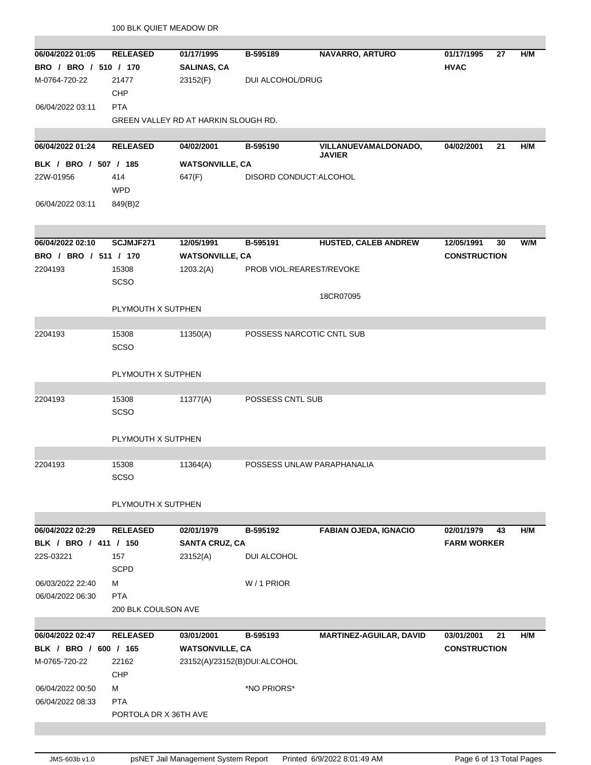100 BLK QUIET MEADOW DR

| | | | | | | | |
|---|---|---|---|---|---|---|---|
| **06/04/2022 01:05** | **RELEASED** | **01/17/1995** | **B-595189** | **NAVARRO, ARTURO** | **01/17/1995** | **27** | **H/M** |
| **BRO / BRO / 510 / 170** | | **SALINAS, CA** | | | **HVAC** | | |
| M-0764-720-22 | 21477<br>CHP | 23152(F) | DUI ALCOHOL/DRUG | | | | |
| 06/04/2022 03:11 | PTA | | | | | | |
| | GREEN VALLEY RD AT HARKIN SLOUGH RD. | | | | | | |
| **06/04/2022 01:24** | **RELEASED** | **04/02/2001** | **B-595190** | **VILLANUEVAMALDONADO, JAVIER** | **04/02/2001** | **21** | **H/M** |
| **BLK / BRO / 507 / 185** | | **WATSONVILLE, CA** | | | | | |
| 22W-01956 | 414<br>WPD | 647(F) | DISORD CONDUCT:ALCOHOL | | | | |
| 06/04/2022 03:11 | 849(B)2 | | | | | | |
| **06/04/2022 02:10** | **SCJMJF271** | **12/05/1991** | **B-595191** | **HUSTED, CALEB ANDREW** | **12/05/1991** | **30** | **W/M** |
| **BRO / BRO / 511 / 170** | | **WATSONVILLE, CA** | | | **CONSTRUCTION** | | |
| 2204193 | 15308<br>SCSO | 1203.2(A) | PROB VIOL:REAREST/REVOKE | | | | |
| | | | | 18CR07095 | | | |
| | PLYMOUTH X SUTPHEN | | | | | | |
| 2204193 | 15308<br>SCSO | 11350(A) | POSSESS NARCOTIC CNTL SUB | | | | |
| | PLYMOUTH X SUTPHEN | | | | | | |
| 2204193 | 15308<br>SCSO | 11377(A) | POSSESS CNTL SUB | | | | |
| | PLYMOUTH X SUTPHEN | | | | | | |
| 2204193 | 15308<br>SCSO | 11364(A) | POSSESS UNLAW PARAPHANALIA | | | | |
| | PLYMOUTH X SUTPHEN | | | | | | |
| **06/04/2022 02:29** | **RELEASED** | **02/01/1979** | **B-595192** | **FABIAN OJEDA, IGNACIO** | **02/01/1979** | **43** | **H/M** |
| **BLK / BRO / 411 / 150** | | **SANTA CRUZ, CA** | | | **FARM WORKER** | | |
| 22S-03221 | 157<br>SCPD | 23152(A) | DUI ALCOHOL | | | | |
| 06/03/2022 22:40 | M | | W / 1 PRIOR | | | | |
| 06/04/2022 06:30 | PTA | | | | | | |
| | 200 BLK COULSON AVE | | | | | | |
| **06/04/2022 02:47** | **RELEASED** | **03/01/2001** | **B-595193** | **MARTINEZ-AGUILAR, DAVID** | **03/01/2001** | **21** | **H/M** |
| **BLK / BRO / 600 / 165** | | **WATSONVILLE, CA** | | | **CONSTRUCTION** | | |
| M-0765-720-22 | 22162<br>CHP | 23152(A)/23152(B)DUI:ALCOHOL | | | | | |
| 06/04/2022 00:50 | M | | *NO PRIORS* | | | | |
| 06/04/2022 08:33 | PTA | | | | | | |
| | PORTOLA DR X 36TH AVE | | | | | | |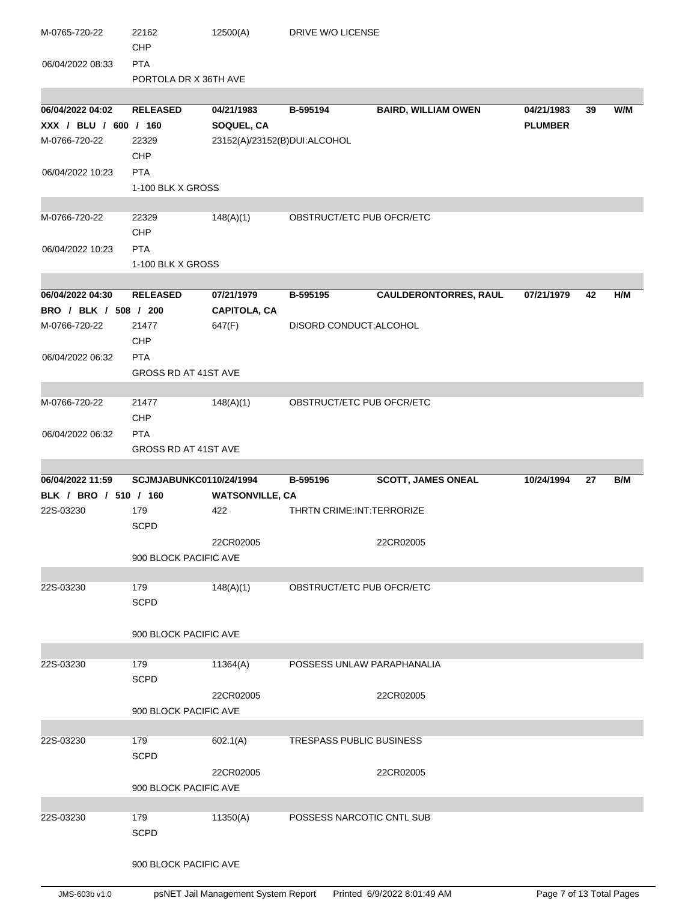| | | | | | | | |
|---|---|---|---|---|---|---|---|
| M-0765-720-22 | 22162<br>CHP | 12500(A) | DRIVE W/O LICENSE | | | | |
| 06/04/2022 08:33 | PTA<br>PORTOLA DR X 36TH AVE | | | | | | |

| | | | | | | | |
|---|---|---|---|---|---|---|---|
| **06/04/2022 04:02** | **RELEASED** | **04/21/1983** | **B-595194** | **BAIRD, WILLIAM OWEN** | **04/21/1983** | **39** | **W/M** |
| **XXX / BLU / 600 / 160** | | **SOQUEL, CA** | | | **PLUMBER** | | |
| M-0766-720-22 | 22329<br>CHP | 23152(A)/23152(B)DUI:ALCOHOL | | | | | |
| 06/04/2022 10:23 | PTA<br>1-100 BLK X GROSS | | | | | | |
| M-0766-720-22 | 22329<br>CHP | 148(A)(1) | OBSTRUCT/ETC PUB OFCR/ETC | | | | |
| 06/04/2022 10:23 | PTA<br>1-100 BLK X GROSS | | | | | | |

| | | | | | | | |
|---|---|---|---|---|---|---|---|
| **06/04/2022 04:30** | **RELEASED** | **07/21/1979** | **B-595195** | **CAULDERONTORRES, RAUL** | **07/21/1979** | **42** | **H/M** |
| **BRO / BLK / 508 / 200** | | **CAPITOLA, CA** | | | | | |
| M-0766-720-22 | 21477<br>CHP | 647(F) | DISORD CONDUCT:ALCOHOL | | | | |
| 06/04/2022 06:32 | PTA<br>GROSS RD AT 41ST AVE | | | | | | |
| M-0766-720-22 | 21477<br>CHP | 148(A)(1) | OBSTRUCT/ETC PUB OFCR/ETC | | | | |
| 06/04/2022 06:32 | PTA<br>GROSS RD AT 41ST AVE | | | | | | |

| | | | | | | | |
|---|---|---|---|---|---|---|---|
| **06/04/2022 11:59** | **SCJMJABUNKC01** | **10/24/1994** | **B-595196** | **SCOTT, JAMES ONEAL** | **10/24/1994** | **27** | **B/M** |
| **BLK / BRO / 510 / 160** | | **WATSONVILLE, CA** | | | | | |
| 22S-03230 | 179<br>SCPD | 422 | THRTN CRIME:INT:TERRORIZE | | | | |
| | | 22CR02005 | | 22CR02005 | | | |
| | 900 BLOCK PACIFIC AVE | | | | | | |
| 22S-03230 | 179<br>SCPD | 148(A)(1) | OBSTRUCT/ETC PUB OFCR/ETC | | | | |
| | 900 BLOCK PACIFIC AVE | | | | | | |
| 22S-03230 | 179<br>SCPD | 11364(A) | POSSESS UNLAW PARAPHANALIA | | | | |
| | | 22CR02005 | | 22CR02005 | | | |
| | 900 BLOCK PACIFIC AVE | | | | | | |
| 22S-03230 | 179<br>SCPD | 602.1(A) | TRESPASS PUBLIC BUSINESS | | | | |
| | | 22CR02005 | | 22CR02005 | | | |
| | 900 BLOCK PACIFIC AVE | | | | | | |
| 22S-03230 | 179<br>SCPD | 11350(A) | POSSESS NARCOTIC CNTL SUB | | | | |
| | 900 BLOCK PACIFIC AVE | | | | | | |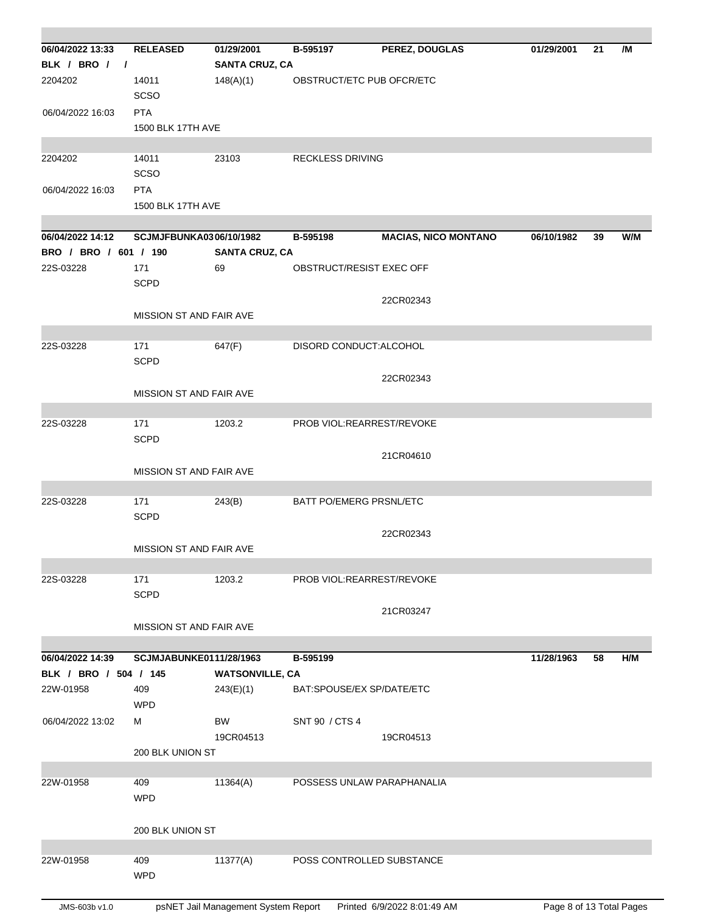| | | | | | | | |
|---|---|---|---|---|---|---|---|
| **06/04/2022 13:33** | **RELEASED** | **01/29/2001** | **B-595197** | **PEREZ, DOUGLAS** | **01/29/2001** | **21** | **/M** |
| **BLK / BRO / /** | | **SANTA CRUZ, CA** | | | | | |
| 2204202 | 14011 SCSO | 148(A)(1) | OBSTRUCT/ETC PUB OFCR/ETC | | | | |
| 06/04/2022 16:03 | PTA | | | | | | |
| | 1500 BLK 17TH AVE | | | | | | |
| 2204202 | 14011 SCSO | 23103 | RECKLESS DRIVING | | | | |
| 06/04/2022 16:03 | PTA | | | | | | |
| | 1500 BLK 17TH AVE | | | | | | |
| **06/04/2022 14:12** | **SCJMJFBUNKA03** | **06/10/1982** | **B-595198** | **MACIAS, NICO MONTANO** | **06/10/1982** | **39** | **W/M** |
| **BRO / BRO / 601 / 190** | | **SANTA CRUZ, CA** | | | | | |
| 22S-03228 | 171 SCPD | 69 | OBSTRUCT/RESIST EXEC OFF | | | | |
| | | | | 22CR02343 | | | |
| | MISSION ST AND FAIR AVE | | | | | | |
| 22S-03228 | 171 SCPD | 647(F) | DISORD CONDUCT:ALCOHOL | | | | |
| | | | | 22CR02343 | | | |
| | MISSION ST AND FAIR AVE | | | | | | |
| 22S-03228 | 171 SCPD | 1203.2 | PROB VIOL:REARREST/REVOKE | | | | |
| | | | | 21CR04610 | | | |
| | MISSION ST AND FAIR AVE | | | | | | |
| 22S-03228 | 171 SCPD | 243(B) | BATT PO/EMERG PRSNL/ETC | | | | |
| | | | | 22CR02343 | | | |
| | MISSION ST AND FAIR AVE | | | | | | |
| 22S-03228 | 171 SCPD | 1203.2 | PROB VIOL:REARREST/REVOKE | | | | |
| | | | | 21CR03247 | | | |
| | MISSION ST AND FAIR AVE | | | | | | |
| **06/04/2022 14:39** | **SCJMJABUNKE01** | **11/28/1963** | **B-595199** | | **11/28/1963** | **58** | **H/M** |
| **BLK / BRO / 504 / 145** | | **WATSONVILLE, CA** | | | | | |
| 22W-01958 | 409 WPD | 243(E)(1) | BAT:SPOUSE/EX SP/DATE/ETC | | | | |
| 06/04/2022 13:02 | M | BW 19CR04513 | SNT 90 / CTS 4 | 19CR04513 | | | |
| | 200 BLK UNION ST | | | | | | |
| 22W-01958 | 409 WPD | 11364(A) | POSSESS UNLAW PARAPHANALIA | | | | |
| | 200 BLK UNION ST | | | | | | |
| 22W-01958 | 409 WPD | 11377(A) | POSS CONTROLLED SUBSTANCE | | | | |

JMS-603b v1.0 | psNET Jail Management System Report | Printed 6/9/2022 8:01:49 AM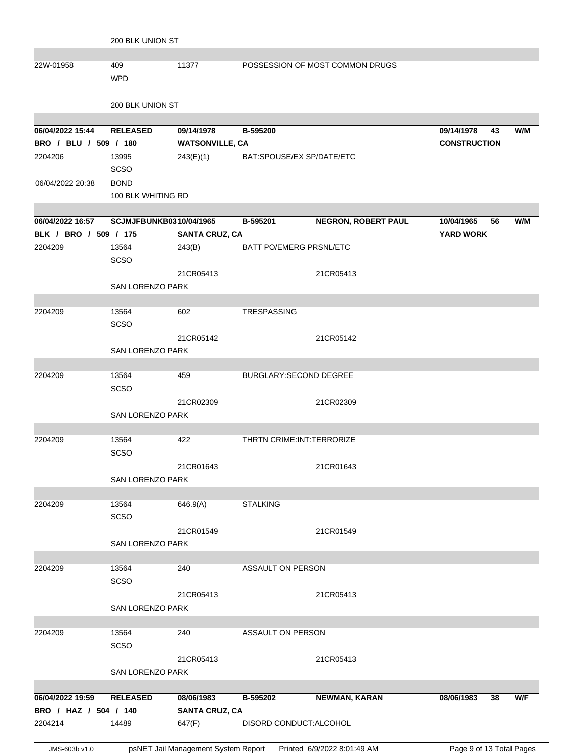| | | | | | | | |
|---|---|---|---|---|---|---|---|
| | 200 BLK UNION ST | | | | | | |
| | | | | | | | |
| 22W-01958 | 409 | 11377 | POSSESSION OF MOST COMMON DRUGS | | | | |
| | WPD | | | | | | |
| | 200 BLK UNION ST | | | | | | |
| | | | | | | | |
| **06/04/2022 15:44** | **RELEASED** | **09/14/1978** | **B-595200** | | **09/14/1978** | **43** | **W/M** |
| **BRO / BLU / 509 / 180** | | **WATSONVILLE, CA** | | | **CONSTRUCTION** | | |
| 2204206 | 13995 | 243(E)(1) | BAT:SPOUSE/EX SP/DATE/ETC | | | | |
| | SCSO | | | | | | |
| 06/04/2022 20:38 | BOND | | | | | | |
| | 100 BLK WHITING RD | | | | | | |
| | | | | | | | |
| **06/04/2022 16:57** | **SCJMJFBUNKB03** | **10/04/1965** | **B-595201** | **NEGRON, ROBERT PAUL** | **10/04/1965** | **56** | **W/M** |
| **BLK / BRO / 509 / 175** | | **SANTA CRUZ, CA** | | | **YARD WORK** | | |
| 2204209 | 13564 | 243(B) | BATT PO/EMERG PRSNL/ETC | | | | |
| | SCSO | | | | | | |
| | | 21CR05413 | | 21CR05413 | | | |
| | SAN LORENZO PARK | | | | | | |
| | | | | | | | |
| 2204209 | 13564 | 602 | TRESPASSING | | | | |
| | SCSO | | | | | | |
| | | 21CR05142 | | 21CR05142 | | | |
| | SAN LORENZO PARK | | | | | | |
| | | | | | | | |
| 2204209 | 13564 | 459 | BURGLARY:SECOND DEGREE | | | | |
| | SCSO | | | | | | |
| | | 21CR02309 | | 21CR02309 | | | |
| | SAN LORENZO PARK | | | | | | |
| | | | | | | | |
| 2204209 | 13564 | 422 | THRTN CRIME:INT:TERRORIZE | | | | |
| | SCSO | | | | | | |
| | | 21CR01643 | | 21CR01643 | | | |
| | SAN LORENZO PARK | | | | | | |
| | | | | | | | |
| 2204209 | 13564 | 646.9(A) | STALKING | | | | |
| | SCSO | | | | | | |
| | | 21CR01549 | | 21CR01549 | | | |
| | SAN LORENZO PARK | | | | | | |
| | | | | | | | |
| 2204209 | 13564 | 240 | ASSAULT ON PERSON | | | | |
| | SCSO | | | | | | |
| | | 21CR05413 | | 21CR05413 | | | |
| | SAN LORENZO PARK | | | | | | |
| | | | | | | | |
| 2204209 | 13564 | 240 | ASSAULT ON PERSON | | | | |
| | SCSO | | | | | | |
| | | 21CR05413 | | 21CR05413 | | | |
| | SAN LORENZO PARK | | | | | | |
| | | | | | | | |
| **06/04/2022 19:59** | **RELEASED** | **08/06/1983** | **B-595202** | **NEWMAN, KARAN** | **08/06/1983** | **38** | **W/F** |
| **BRO / HAZ / 504 / 140** | | **SANTA CRUZ, CA** | | | | | |
| 2204214 | 14489 | 647(F) | DISORD CONDUCT:ALCOHOL | | | | |

JMS-603b v1.0 psNET Jail Management System Report Printed 6/9/2022 8:01:49 AM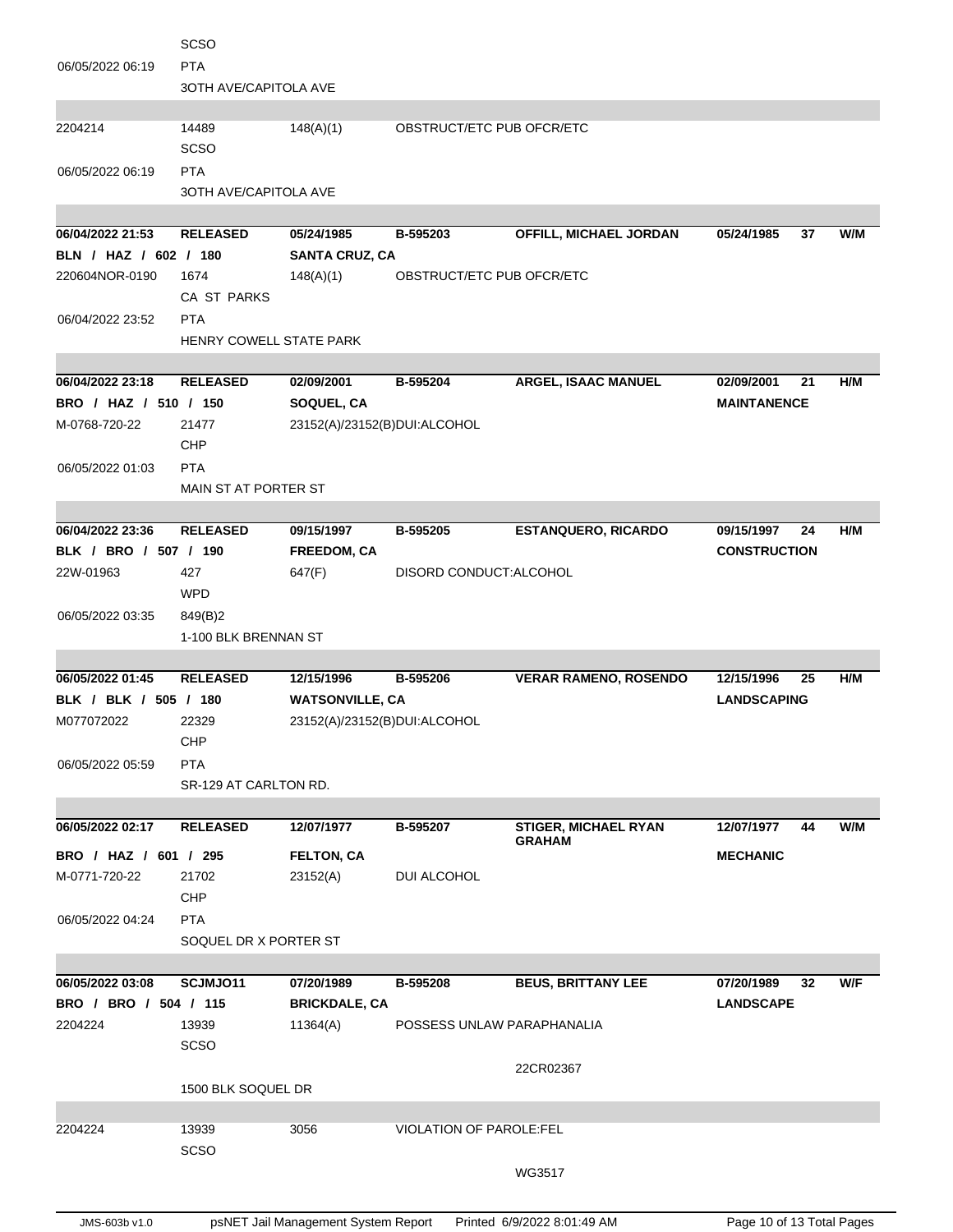| | | | | | | | |
|---|---|---|---|---|---|---|---|
| | SCSO | | | | | | |
| 06/05/2022 06:19 | PTA | | | | | | |
| | 3OTH AVE/CAPITOLA AVE | | | | | | |
| | | | | | | | |
| 2204214 | 14489 | 148(A)(1) | OBSTRUCT/ETC PUB OFCR/ETC | | | | |
| | SCSO | | | | | | |
| 06/05/2022 06:19 | PTA | | | | | | |
| | 3OTH AVE/CAPITOLA AVE | | | | | | |
| | | | | | | | |
| **06/04/2022 21:53** | **RELEASED** | **05/24/1985** | **B-595203** | **OFFILL, MICHAEL JORDAN** | **05/24/1985** | **37** | **W/M** |
| **BLN / HAZ / 602 / 180** | | **SANTA CRUZ, CA** | | | | | |
| 220604NOR-0190 | 1674 | 148(A)(1) | OBSTRUCT/ETC PUB OFCR/ETC | | | | |
| | CA ST PARKS | | | | | | |
| 06/04/2022 23:52 | PTA | | | | | | |
| | HENRY COWELL STATE PARK | | | | | | |
| | | | | | | | |
| **06/04/2022 23:18** | **RELEASED** | **02/09/2001** | **B-595204** | **ARGEL, ISAAC MANUEL** | **02/09/2001** | **21** | **H/M** |
| **BRO / HAZ / 510 / 150** | | **SOQUEL, CA** | | | **MAINTANENCE** | | |
| M-0768-720-22 | 21477 | 23152(A)/23152(B)DUI:ALCOHOL | | | | | |
| | CHP | | | | | | |
| 06/05/2022 01:03 | PTA | | | | | | |
| | MAIN ST AT PORTER ST | | | | | | |
| | | | | | | | |
| **06/04/2022 23:36** | **RELEASED** | **09/15/1997** | **B-595205** | **ESTANQUERO, RICARDO** | **09/15/1997** | **24** | **H/M** |
| **BLK / BRO / 507 / 190** | | **FREEDOM, CA** | | | **CONSTRUCTION** | | |
| 22W-01963 | 427 | 647(F) | DISORD CONDUCT:ALCOHOL | | | | |
| | WPD | | | | | | |
| 06/05/2022 03:35 | 849(B)2 | | | | | | |
| | 1-100 BLK BRENNAN ST | | | | | | |
| | | | | | | | |
| **06/05/2022 01:45** | **RELEASED** | **12/15/1996** | **B-595206** | **VERAR RAMENO, ROSENDO** | **12/15/1996** | **25** | **H/M** |
| **BLK / BLK / 505 / 180** | | **WATSONVILLE, CA** | | | **LANDSCAPING** | | |
| M077072022 | 22329 | 23152(A)/23152(B)DUI:ALCOHOL | | | | | |
| | CHP | | | | | | |
| 06/05/2022 05:59 | PTA | | | | | | |
| | SR-129 AT CARLTON RD. | | | | | | |
| | | | | | | | |
| **06/05/2022 02:17** | **RELEASED** | **12/07/1977** | **B-595207** | **STIGER, MICHAEL RYAN GRAHAM** | **12/07/1977** | **44** | **W/M** |
| **BRO / HAZ / 601 / 295** | | **FELTON, CA** | | | **MECHANIC** | | |
| M-0771-720-22 | 21702 | 23152(A) | DUI ALCOHOL | | | | |
| | CHP | | | | | | |
| 06/05/2022 04:24 | PTA | | | | | | |
| | SOQUEL DR X PORTER ST | | | | | | |
| | | | | | | | |
| **06/05/2022 03:08** | **SCJMJO11** | **07/20/1989** | **B-595208** | **BEUS, BRITTANY LEE** | **07/20/1989** | **32** | **W/F** |
| **BRO / BRO / 504 / 115** | | **BRICKDALE, CA** | | | **LANDSCAPE** | | |
| 2204224 | 13939 | 11364(A) | POSSESS UNLAW PARAPHANALIA | | | | |
| | SCSO | | | | | | |
| | | | | 22CR02367 | | | |
| | 1500 BLK SOQUEL DR | | | | | | |
| | | | | | | | |
| 2204224 | 13939 | 3056 | VIOLATION OF PAROLE:FEL | | | | |
| | SCSO | | | | | | |
| | | | | WG3517 | | | |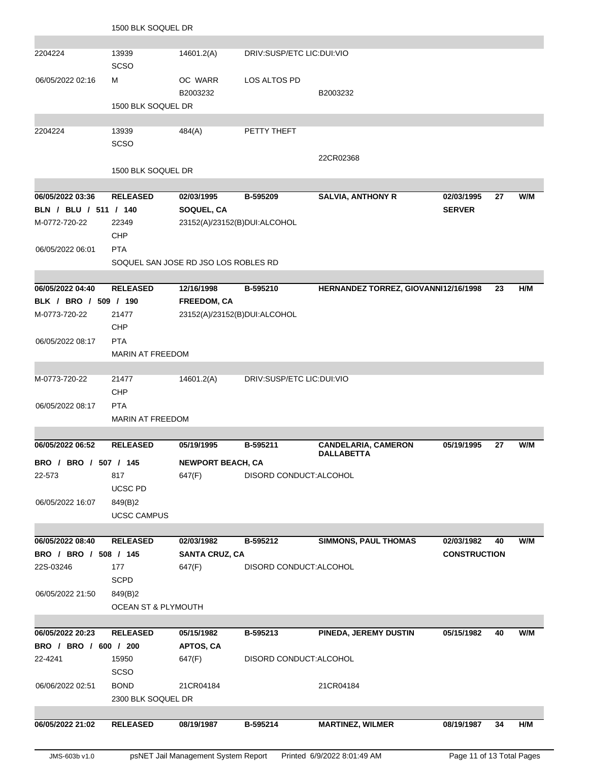1500 BLK SOQUEL DR

| | | | | | | | |
|---|---|---|---|---|---|---|---|
| 2204224 | 13939 SCSO | 14601.2(A) | DRIV:SUSP/ETC LIC:DUI:VIO | | | | |
| 06/05/2022 02:16 | M | OC WARR B2003232 | LOS ALTOS PD | B2003232 | | | |
| | 1500 BLK SOQUEL DR | | | | | | |
| 2204224 | 13939 SCSO | 484(A) | PETTY THEFT | | | | |
| | | | | 22CR02368 | | | |
| | 1500 BLK SOQUEL DR | | | | | | |
| **06/05/2022 03:36** | **RELEASED** | **02/03/1995** | **B-595209** | **SALVIA, ANTHONY R** | **02/03/1995** | **27** | **W/M** |
| **BLN / BLU / 511 / 140** | | **SOQUEL, CA** | | | **SERVER** | | |
| M-0772-720-22 | 22349 CHP | 23152(A)/23152(B)DUI:ALCOHOL | | | | | |
| 06/05/2022 06:01 | PTA | | | | | | |
| | SOQUEL SAN JOSE RD JSO LOS ROBLES RD | | | | | | |
| **06/05/2022 04:40** | **RELEASED** | **12/16/1998** | **B-595210** | **HERNANDEZ TORREZ, GIOVANNI** | **12/16/1998** | **23** | **H/M** |
| **BLK / BRO / 509 / 190** | | **FREEDOM, CA** | | | | | |
| M-0773-720-22 | 21477 CHP | 23152(A)/23152(B)DUI:ALCOHOL | | | | | |
| 06/05/2022 08:17 | PTA | | | | | | |
| | MARIN AT FREEDOM | | | | | | |
| M-0773-720-22 | 21477 CHP | 14601.2(A) | DRIV:SUSP/ETC LIC:DUI:VIO | | | | |
| 06/05/2022 08:17 | PTA | | | | | | |
| | MARIN AT FREEDOM | | | | | | |
| **06/05/2022 06:52** | **RELEASED** | **05/19/1995** | **B-595211** | **CANDELARIA, CAMERON DALLABETTA** | **05/19/1995** | **27** | **W/M** |
| **BRO / BRO / 507 / 145** | | **NEWPORT BEACH, CA** | | | | | |
| 22-573 | 817 UCSC PD | 647(F) | DISORD CONDUCT:ALCOHOL | | | | |
| 06/05/2022 16:07 | 849(B)2 | | | | | | |
| | UCSC CAMPUS | | | | | | |
| **06/05/2022 08:40** | **RELEASED** | **02/03/1982** | **B-595212** | **SIMMONS, PAUL THOMAS** | **02/03/1982** | **40** | **W/M** |
| **BRO / BRO / 508 / 145** | | **SANTA CRUZ, CA** | | | **CONSTRUCTION** | | |
| 22S-03246 | 177 SCPD | 647(F) | DISORD CONDUCT:ALCOHOL | | | | |
| 06/05/2022 21:50 | 849(B)2 | | | | | | |
| | OCEAN ST & PLYMOUTH | | | | | | |
| **06/05/2022 20:23** | **RELEASED** | **05/15/1982** | **B-595213** | **PINEDA, JEREMY DUSTIN** | **05/15/1982** | **40** | **W/M** |
| **BRO / BRO / 600 / 200** | | **APTOS, CA** | | | | | |
| 22-4241 | 15950 SCSO | 647(F) | DISORD CONDUCT:ALCOHOL | | | | |
| 06/06/2022 02:51 | BOND | 21CR04184 | | 21CR04184 | | | |
| | 2300 BLK SOQUEL DR | | | | | | |
| **06/05/2022 21:02** | **RELEASED** | **08/19/1987** | **B-595214** | **MARTINEZ, WILMER** | **08/19/1987** | **34** | **H/M** |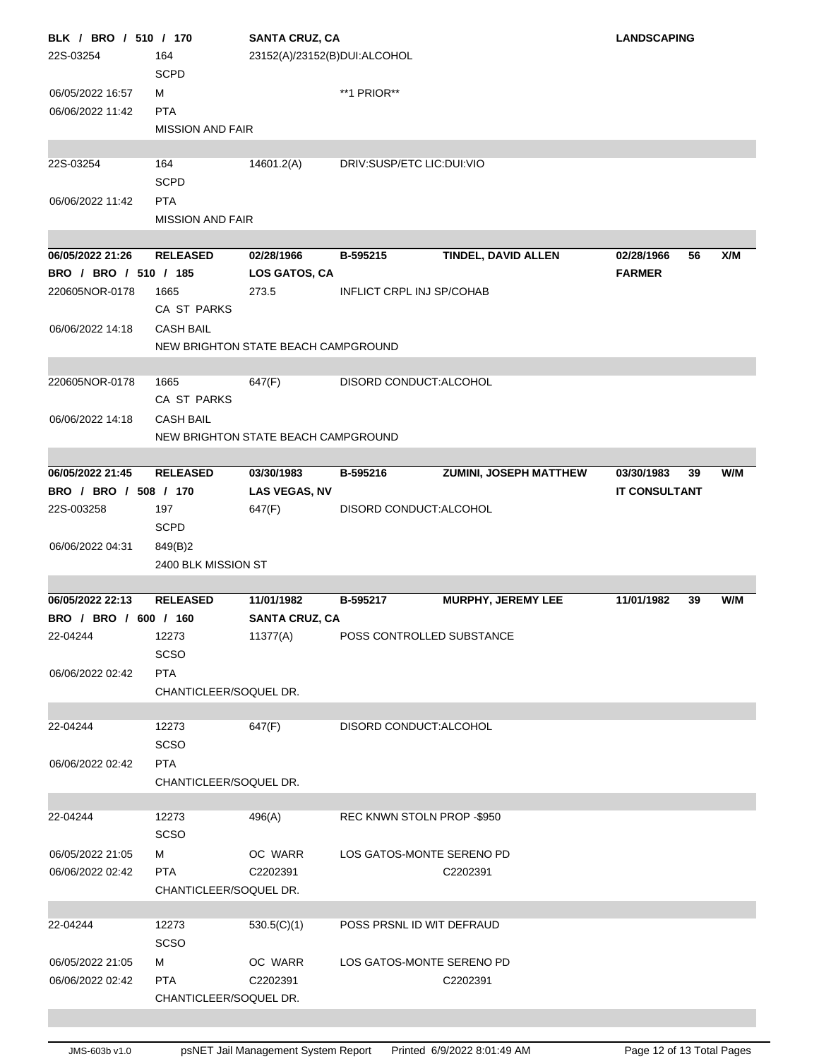| | | | | | | | |
|---|---|---|---|---|---|---|---|
| BLK / BRO / 510 / 170 | | SANTA CRUZ, CA | | | LANDSCAPING | | |
| 22S-03254 | 164<br>SCPD | 23152(A)/23152(B)DUI:ALCOHOL | | | | | |
| 06/05/2022 16:57 | M | | **1 PRIOR** | | | | |
| 06/06/2022 11:42 | PTA<br>MISSION AND FAIR | | | | | | |
| 22S-03254 | 164<br>SCPD | 14601.2(A) | DRIV:SUSP/ETC LIC:DUI:VIO | | | | |
| 06/06/2022 11:42 | PTA<br>MISSION AND FAIR | | | | | | |
| **06/05/2022 21:26** | **RELEASED** | **02/28/1966** | **B-595215** | **TINDEL, DAVID ALLEN** | **02/28/1966** | **56** | **X/M** |
| **BRO / BRO / 510 / 185** | | **LOS GATOS, CA** | | | **FARMER** | | |
| 220605NOR-0178 | 1665<br>CA ST PARKS | 273.5 | INFLICT CRPL INJ SP/COHAB | | | | |
| 06/06/2022 14:18 | CASH BAIL<br>NEW BRIGHTON STATE BEACH CAMPGROUND | | | | | | |
| 220605NOR-0178 | 1665<br>CA ST PARKS | 647(F) | DISORD CONDUCT:ALCOHOL | | | | |
| 06/06/2022 14:18 | CASH BAIL<br>NEW BRIGHTON STATE BEACH CAMPGROUND | | | | | | |
| **06/05/2022 21:45** | **RELEASED** | **03/30/1983** | **B-595216** | **ZUMINI, JOSEPH MATTHEW** | **03/30/1983** | **39** | **W/M** |
| **BRO / BRO / 508 / 170** | | **LAS VEGAS, NV** | | | **IT CONSULTANT** | | |
| 22S-003258 | 197<br>SCPD | 647(F) | DISORD CONDUCT:ALCOHOL | | | | |
| 06/06/2022 04:31 | 849(B)2<br>2400 BLK MISSION ST | | | | | | |
| **06/05/2022 22:13** | **RELEASED** | **11/01/1982** | **B-595217** | **MURPHY, JEREMY LEE** | **11/01/1982** | **39** | **W/M** |
| **BRO / BRO / 600 / 160** | | **SANTA CRUZ, CA** | | | | | |
| 22-04244 | 12273<br>SCSO | 11377(A) | POSS CONTROLLED SUBSTANCE | | | | |
| 06/06/2022 02:42 | PTA<br>CHANTICLEER/SOQUEL DR. | | | | | | |
| 22-04244 | 12273<br>SCSO | 647(F) | DISORD CONDUCT:ALCOHOL | | | | |
| 06/06/2022 02:42 | PTA<br>CHANTICLEER/SOQUEL DR. | | | | | | |
| 22-04244 | 12273<br>SCSO | 496(A) | REC KNWN STOLN PROP -$950 | | | | |
| 06/05/2022 21:05 | M | OC WARR | LOS GATOS-MONTE SERENO PD | | | | |
| 06/06/2022 02:42 | PTA<br>CHANTICLEER/SOQUEL DR. | C2202391 | | C2202391 | | | |
| 22-04244 | 12273<br>SCSO | 530.5(C)(1) | POSS PRSNL ID WIT DEFRAUD | | | | |
| 06/05/2022 21:05 | M | OC WARR | LOS GATOS-MONTE SERENO PD | | | | |
| 06/06/2022 02:42 | PTA<br>CHANTICLEER/SOQUEL DR. | C2202391 | | C2202391 | | | |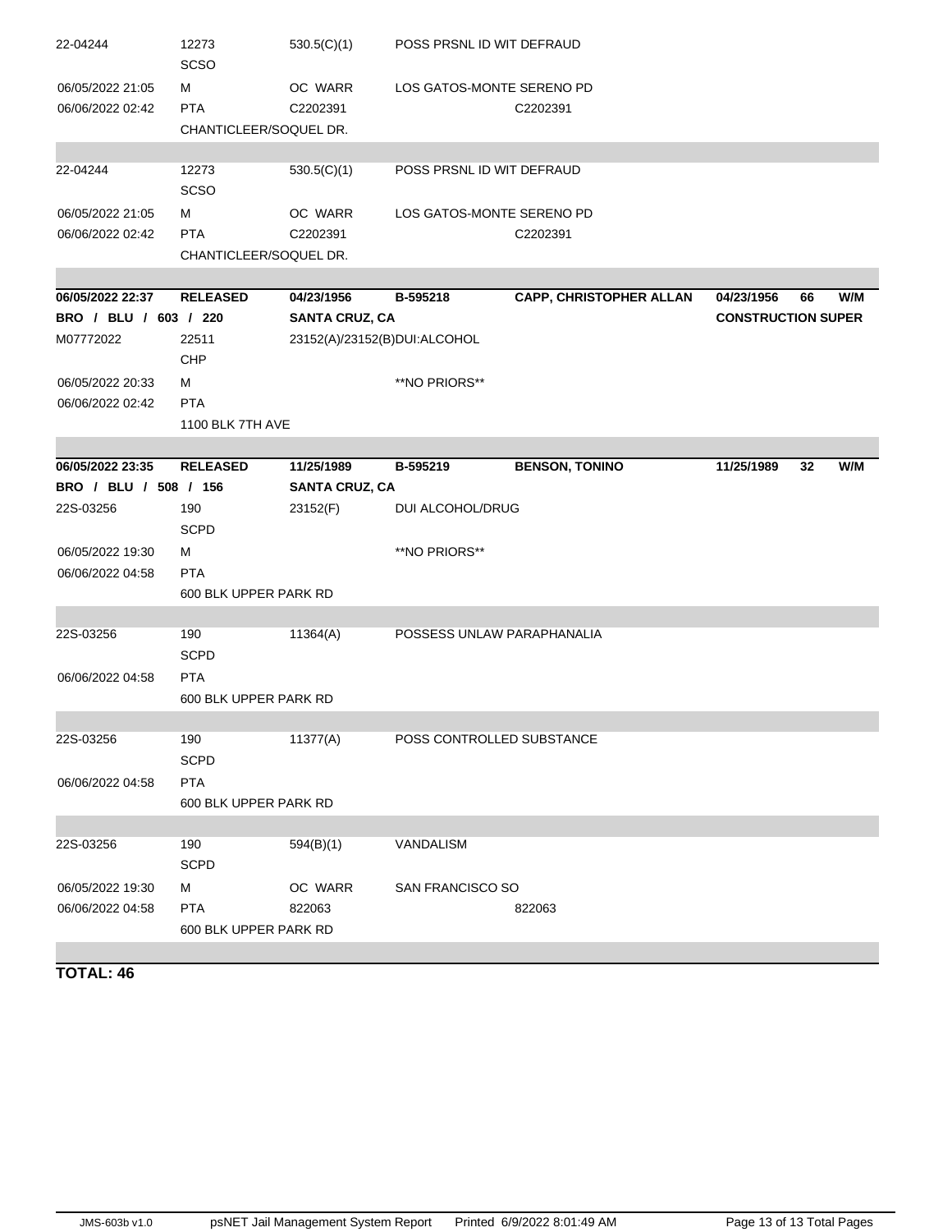| | | | | | | | |
|---|---|---|---|---|---|---|---|
| 22-04244 | 12273<br>SCSO | 530.5(C)(1) | POSS PRSNL ID WIT DEFRAUD | | | | |
| 06/05/2022 21:05 | M | OC WARR | LOS GATOS-MONTE SERENO PD | | | | |
| 06/06/2022 02:42 | PTA | C2202391 | | C2202391 | | | |
| | CHANTICLEER/SOQUEL DR. | | | | | | |
| 22-04244 | 12273<br>SCSO | 530.5(C)(1) | POSS PRSNL ID WIT DEFRAUD | | | | |
| 06/05/2022 21:05 | M | OC WARR | LOS GATOS-MONTE SERENO PD | | | | |
| 06/06/2022 02:42 | PTA | C2202391 | | C2202391 | | | |
| | CHANTICLEER/SOQUEL DR. | | | | | | |
| **06/05/2022 22:37** | **RELEASED** | **04/23/1956** | **B-595218** | **CAPP, CHRISTOPHER ALLAN** | **04/23/1956** | **66** | **W/M** |
| **BRO / BLU / 603 / 220** | | **SANTA CRUZ, CA** | | | **CONSTRUCTION SUPER** | | |
| M07772022 | 22511<br>CHP | 23152(A)/23152(B)DUI:ALCOHOL | | | | | |
| 06/05/2022 20:33 | M | | **NO PRIORS** | | | | |
| 06/06/2022 02:42 | PTA | | | | | | |
| | 1100 BLK 7TH AVE | | | | | | |
| **06/05/2022 23:35** | **RELEASED** | **11/25/1989** | **B-595219** | **BENSON, TONINO** | **11/25/1989** | **32** | **W/M** |
| **BRO / BLU / 508 / 156** | | **SANTA CRUZ, CA** | | | | | |
| 22S-03256 | 190<br>SCPD | 23152(F) | DUI ALCOHOL/DRUG | | | | |
| 06/05/2022 19:30 | M | | **NO PRIORS** | | | | |
| 06/06/2022 04:58 | PTA | | | | | | |
| | 600 BLK UPPER PARK RD | | | | | | |
| 22S-03256 | 190<br>SCPD | 11364(A) | POSSESS UNLAW PARAPHANALIA | | | | |
| 06/06/2022 04:58 | PTA | | | | | | |
| | 600 BLK UPPER PARK RD | | | | | | |
| 22S-03256 | 190<br>SCPD | 11377(A) | POSS CONTROLLED SUBSTANCE | | | | |
| 06/06/2022 04:58 | PTA | | | | | | |
| | 600 BLK UPPER PARK RD | | | | | | |
| 22S-03256 | 190<br>SCPD | 594(B)(1) | VANDALISM | | | | |
| 06/05/2022 19:30 | M | OC WARR | SAN FRANCISCO SO | | | | |
| 06/06/2022 04:58 | PTA | 822063 | | 822063 | | | |
| | 600 BLK UPPER PARK RD | | | | | | |

**TOTAL: 46**